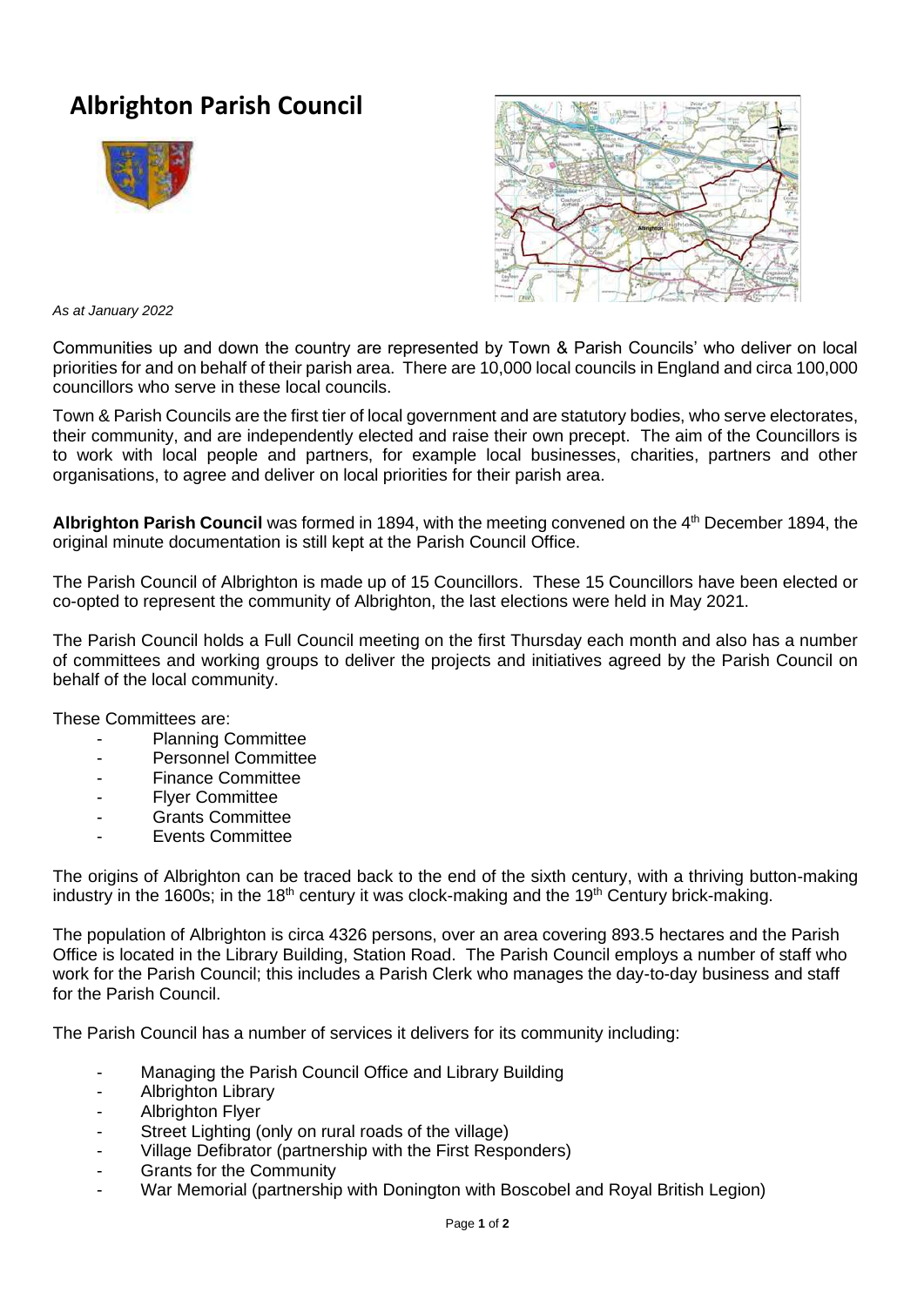# Albrighton Parish Council

*As at January 2022*

Communities up and down the country are represented by Town & Parish Councils' who deliver on local priorities for and on behalf of their parish area. There are 10,000 local councils in England and circa 100,000 councillors who serve in these local councils.

Town & Parish Councils are the first tier of local government and are statutory bodies, who serve electorates, their community, and are independently elected and raise their own precept. The aim of the Councillors is to work with local people and partners, for example local businesses, charities, partners and other organisations, to agree and deliver on local priorities for their parish area.

**Albrighton Parish Council** was formed in 1894, with the meeting convened on the 4th December 1894, the original minute documentation is still kept at the Parish Council Office.

The Parish Council of Albrighton is made up of 15 Councillors. These 15 Councillors have been elected or co-opted to represent the community of Albrighton, the last elections were held in May 2021.

The Parish Council holds a Full Council meeting on the first Thursday each month and also has a number of committees and working groups to deliver the projects and initiatives agreed by the Parish Council on behalf of the local community.

These Committees are:

- Planning Committee
- Personnel Committee
- Finance Committee
- Flyer Committee
- Grants Committee
- Events Committee

The origins of Albrighton can be traced back to the end of the sixth century, with a thriving button-making industry in the 1600s; in the 18th century it was clock-making and the 19th Century brick-making.

The population of Albrighton is circa 4326 persons, over an area covering 893.5 hectares and the Parish Office is located in the Library Building, Station Road. The Parish Council employs a number of staff who work for the Parish Council; this includes a Parish Clerk who manages the day-to-day business and staff for the Parish Council.

The Parish Council has a number of services it delivers for its community including:

- Managing the Parish Council Office and Library Building
- Albrighton Library
- Albrighton Flyer
- Street Lighting (only on rural roads of the village)
- Village Defibrator (partnership with the First Responders)
- Grants for the Community
- War Memorial (partnership with Donington with Boscobel and Royal British Legion)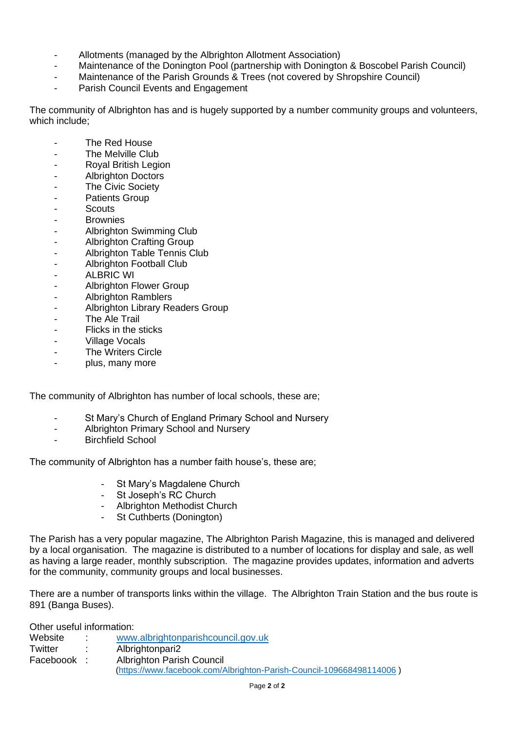- Allotments (managed by the Albrighton Allotment Association)
- Maintenance of the Donington Pool (partnership with Donington & Boscobel Parish Council)
- Maintenance of the Parish Grounds & Trees (not covered by Shropshire Council)
- Parish Council Events and Engagement

The community of Albrighton has and is hugely supported by a number community groups and volunteers, which include;

- The Red House
- The Melville Club
- Royal British Legion
- Albrighton Doctors
- The Civic Society
- Patients Group
- Scouts
- Brownies
- Albrighton Swimming Club
- Albrighton Crafting Group
- Albrighton Table Tennis Club
- Albrighton Football Club
- ALBRIC WI
- Albrighton Flower Group
- Albrighton Ramblers
- Albrighton Library Readers Group
- The Ale Trail
- Flicks in the sticks
- Village Vocals
- The Writers Circle
- plus, many more

The community of Albrighton has number of local schools, these are;

- St Mary's Church of England Primary School and Nursery
- Albrighton Primary School and Nursery
- Birchfield School

The community of Albrighton has a number faith house's, these are;

- St Mary's Magdalene Church
- St Joseph's RC Church
- Albrighton Methodist Church
- St Cuthberts (Donington)

The Parish has a very popular magazine, The Albrighton Parish Magazine, this is managed and delivered by a local organisation. The magazine is distributed to a number of locations for display and sale, as well as having a large reader, monthly subscription. The magazine provides updates, information and adverts for the community, community groups and local businesses.

There are a number of transports links within the village. The Albrighton Train Station and the bus route is 891 (Banga Buses).

Other useful information:

| | | |
|---|---|---|
| Website | : | www.albrightonparishcouncil.gov.uk |
| Twitter | : | Albrightonpari2 |
| Faceboook | : | Albrighton Parish Council (https://www.facebook.com/Albrighton-Parish-Council-109668498114006 ) |